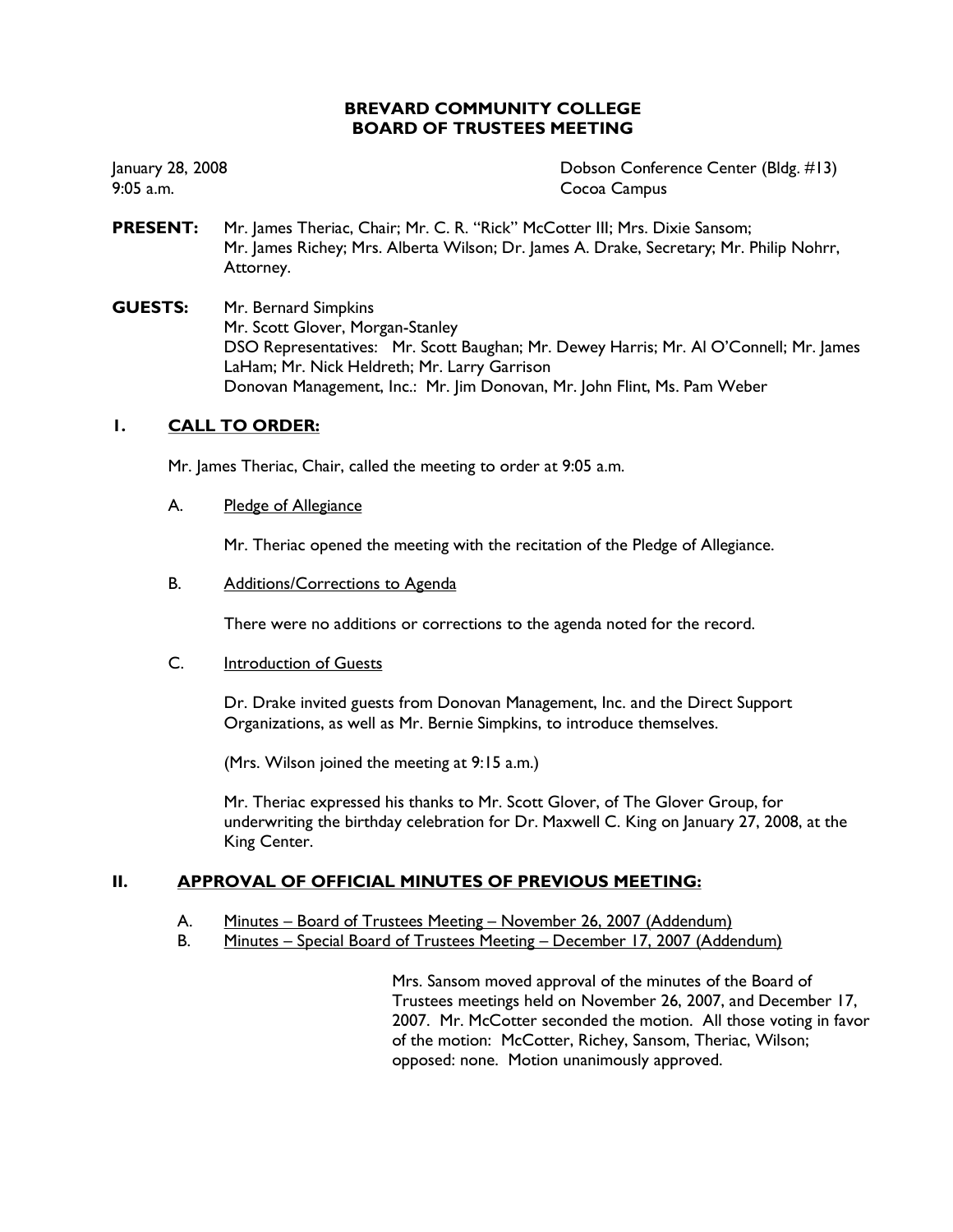# BREVARD COMMUNITY COLLEGE
# BOARD OF TRUSTEES MEETING

January 28, 2008
9:05 a.m.

Dobson Conference Center (Bldg. #13)
Cocoa Campus

**PRESENT:** Mr. James Theriac, Chair; Mr. C. R. "Rick" McCotter III; Mrs. Dixie Sansom; Mr. James Richey; Mrs. Alberta Wilson; Dr. James A. Drake, Secretary; Mr. Philip Nohrr, Attorney.

**GUESTS:** Mr. Bernard Simpkins
Mr. Scott Glover, Morgan-Stanley
DSO Representatives: Mr. Scott Baughan; Mr. Dewey Harris; Mr. Al O'Connell; Mr. James LaHam; Mr. Nick Heldreth; Mr. Larry Garrison
Donovan Management, Inc.: Mr. Jim Donovan, Mr. John Flint, Ms. Pam Weber

## I. CALL TO ORDER:

Mr. James Theriac, Chair, called the meeting to order at 9:05 a.m.

A. Pledge of Allegiance

Mr. Theriac opened the meeting with the recitation of the Pledge of Allegiance.

B. Additions/Corrections to Agenda

There were no additions or corrections to the agenda noted for the record.

C. Introduction of Guests

Dr. Drake invited guests from Donovan Management, Inc. and the Direct Support Organizations, as well as Mr. Bernie Simpkins, to introduce themselves.

(Mrs. Wilson joined the meeting at 9:15 a.m.)

Mr. Theriac expressed his thanks to Mr. Scott Glover, of The Glover Group, for underwriting the birthday celebration for Dr. Maxwell C. King on January 27, 2008, at the King Center.

## II. APPROVAL OF OFFICIAL MINUTES OF PREVIOUS MEETING:

A. Minutes – Board of Trustees Meeting – November 26, 2007 (Addendum)
B. Minutes – Special Board of Trustees Meeting – December 17, 2007 (Addendum)

Mrs. Sansom moved approval of the minutes of the Board of Trustees meetings held on November 26, 2007, and December 17, 2007. Mr. McCotter seconded the motion. All those voting in favor of the motion: McCotter, Richey, Sansom, Theriac, Wilson; opposed: none. Motion unanimously approved.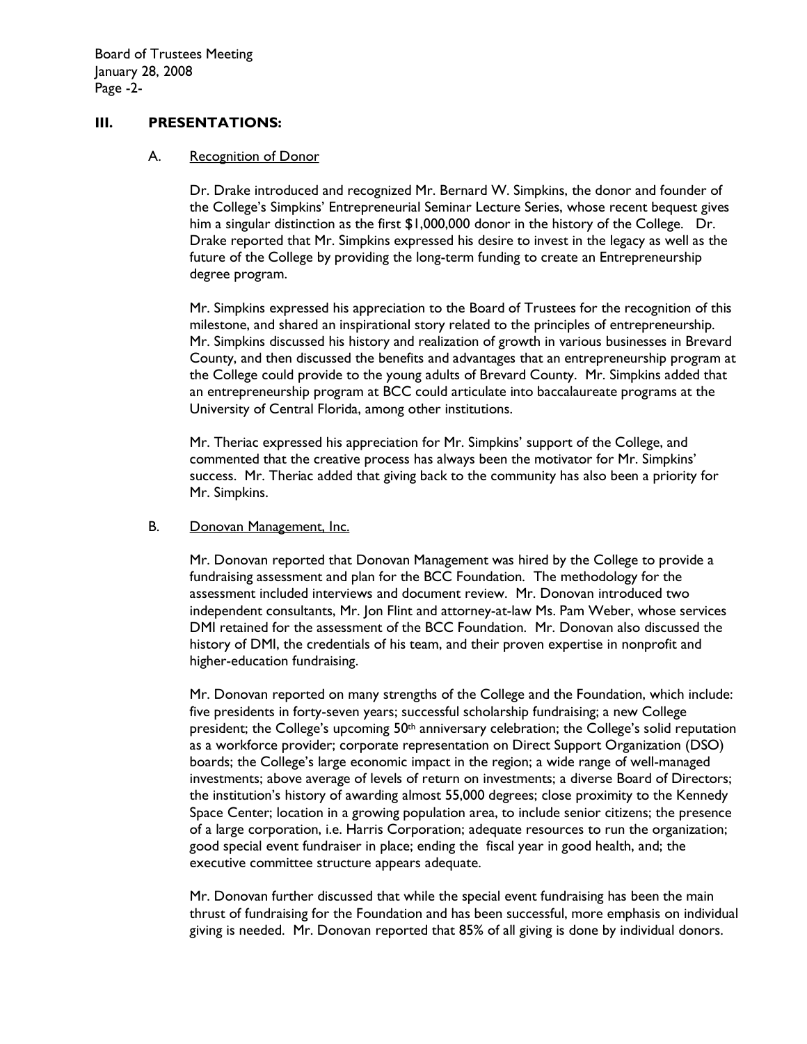## III. PRESENTATIONS:

### A. Recognition of Donor

Dr. Drake introduced and recognized Mr. Bernard W. Simpkins, the donor and founder of the College's Simpkins' Entrepreneurial Seminar Lecture Series, whose recent bequest gives him a singular distinction as the first $1,000,000 donor in the history of the College. Dr. Drake reported that Mr. Simpkins expressed his desire to invest in the legacy as well as the future of the College by providing the long-term funding to create an Entrepreneurship degree program.

Mr. Simpkins expressed his appreciation to the Board of Trustees for the recognition of this milestone, and shared an inspirational story related to the principles of entrepreneurship. Mr. Simpkins discussed his history and realization of growth in various businesses in Brevard County, and then discussed the benefits and advantages that an entrepreneurship program at the College could provide to the young adults of Brevard County. Mr. Simpkins added that an entrepreneurship program at BCC could articulate into baccalaureate programs at the University of Central Florida, among other institutions.

Mr. Theriac expressed his appreciation for Mr. Simpkins' support of the College, and commented that the creative process has always been the motivator for Mr. Simpkins' success. Mr. Theriac added that giving back to the community has also been a priority for Mr. Simpkins.

### B. Donovan Management, Inc.

Mr. Donovan reported that Donovan Management was hired by the College to provide a fundraising assessment and plan for the BCC Foundation. The methodology for the assessment included interviews and document review. Mr. Donovan introduced two independent consultants, Mr. Jon Flint and attorney-at-law Ms. Pam Weber, whose services DMI retained for the assessment of the BCC Foundation. Mr. Donovan also discussed the history of DMI, the credentials of his team, and their proven expertise in nonprofit and higher-education fundraising.

Mr. Donovan reported on many strengths of the College and the Foundation, which include: five presidents in forty-seven years; successful scholarship fundraising; a new College president; the College's upcoming 50th anniversary celebration; the College's solid reputation as a workforce provider; corporate representation on Direct Support Organization (DSO) boards; the College's large economic impact in the region; a wide range of well-managed investments; above average of levels of return on investments; a diverse Board of Directors; the institution's history of awarding almost 55,000 degrees; close proximity to the Kennedy Space Center; location in a growing population area, to include senior citizens; the presence of a large corporation, i.e. Harris Corporation; adequate resources to run the organization; good special event fundraiser in place; ending the fiscal year in good health, and; the executive committee structure appears adequate.

Mr. Donovan further discussed that while the special event fundraising has been the main thrust of fundraising for the Foundation and has been successful, more emphasis on individual giving is needed. Mr. Donovan reported that 85% of all giving is done by individual donors.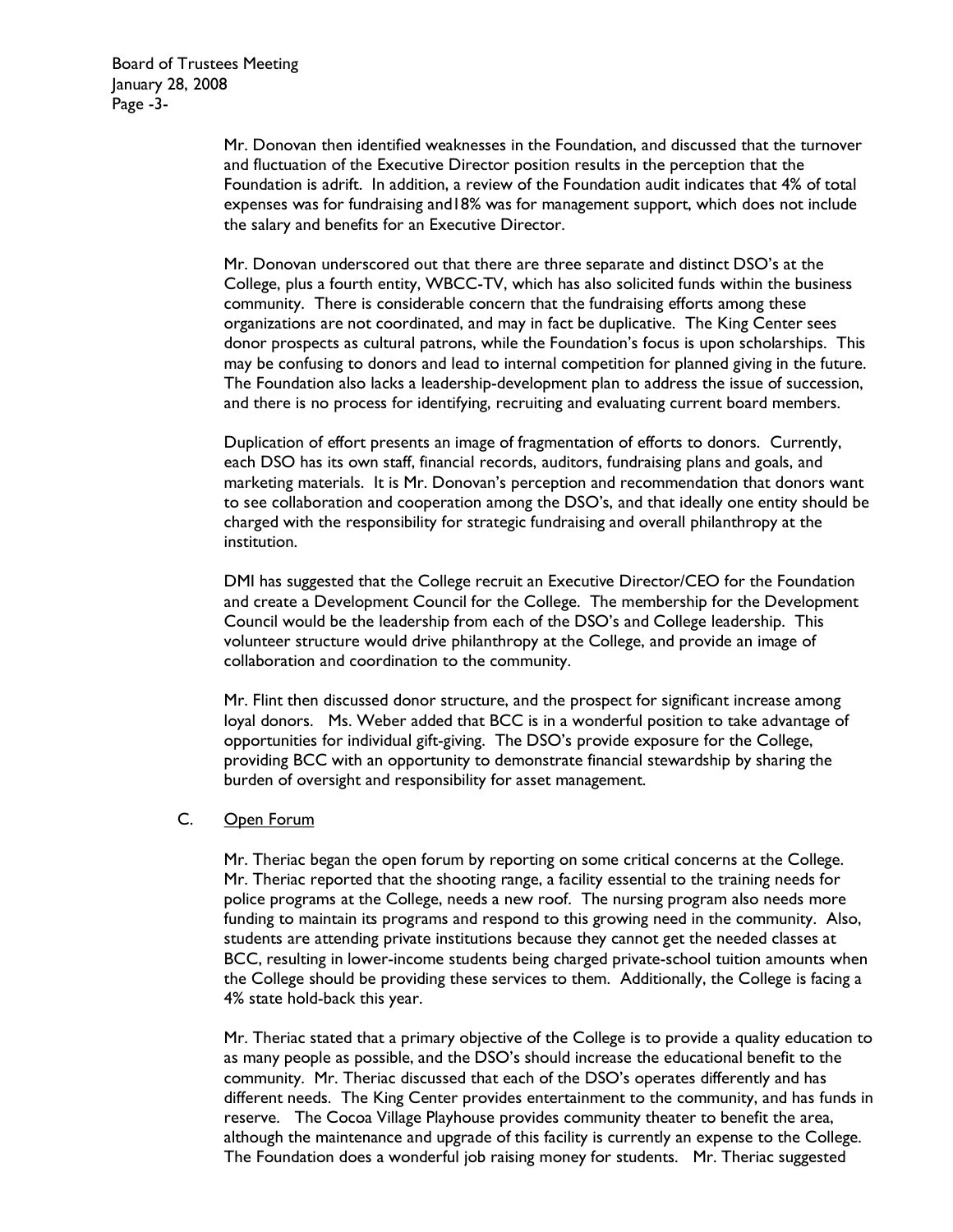Mr. Donovan then identified weaknesses in the Foundation, and discussed that the turnover and fluctuation of the Executive Director position results in the perception that the Foundation is adrift. In addition, a review of the Foundation audit indicates that 4% of total expenses was for fundraising and18% was for management support, which does not include the salary and benefits for an Executive Director.

Mr. Donovan underscored out that there are three separate and distinct DSO's at the College, plus a fourth entity, WBCC-TV, which has also solicited funds within the business community. There is considerable concern that the fundraising efforts among these organizations are not coordinated, and may in fact be duplicative. The King Center sees donor prospects as cultural patrons, while the Foundation's focus is upon scholarships. This may be confusing to donors and lead to internal competition for planned giving in the future. The Foundation also lacks a leadership-development plan to address the issue of succession, and there is no process for identifying, recruiting and evaluating current board members.

Duplication of effort presents an image of fragmentation of efforts to donors. Currently, each DSO has its own staff, financial records, auditors, fundraising plans and goals, and marketing materials. It is Mr. Donovan's perception and recommendation that donors want to see collaboration and cooperation among the DSO's, and that ideally one entity should be charged with the responsibility for strategic fundraising and overall philanthropy at the institution.

DMI has suggested that the College recruit an Executive Director/CEO for the Foundation and create a Development Council for the College. The membership for the Development Council would be the leadership from each of the DSO's and College leadership. This volunteer structure would drive philanthropy at the College, and provide an image of collaboration and coordination to the community.

Mr. Flint then discussed donor structure, and the prospect for significant increase among loyal donors. Ms. Weber added that BCC is in a wonderful position to take advantage of opportunities for individual gift-giving. The DSO's provide exposure for the College, providing BCC with an opportunity to demonstrate financial stewardship by sharing the burden of oversight and responsibility for asset management.

C. Open Forum

Mr. Theriac began the open forum by reporting on some critical concerns at the College. Mr. Theriac reported that the shooting range, a facility essential to the training needs for police programs at the College, needs a new roof. The nursing program also needs more funding to maintain its programs and respond to this growing need in the community. Also, students are attending private institutions because they cannot get the needed classes at BCC, resulting in lower-income students being charged private-school tuition amounts when the College should be providing these services to them. Additionally, the College is facing a 4% state hold-back this year.

Mr. Theriac stated that a primary objective of the College is to provide a quality education to as many people as possible, and the DSO's should increase the educational benefit to the community. Mr. Theriac discussed that each of the DSO's operates differently and has different needs. The King Center provides entertainment to the community, and has funds in reserve. The Cocoa Village Playhouse provides community theater to benefit the area, although the maintenance and upgrade of this facility is currently an expense to the College. The Foundation does a wonderful job raising money for students. Mr. Theriac suggested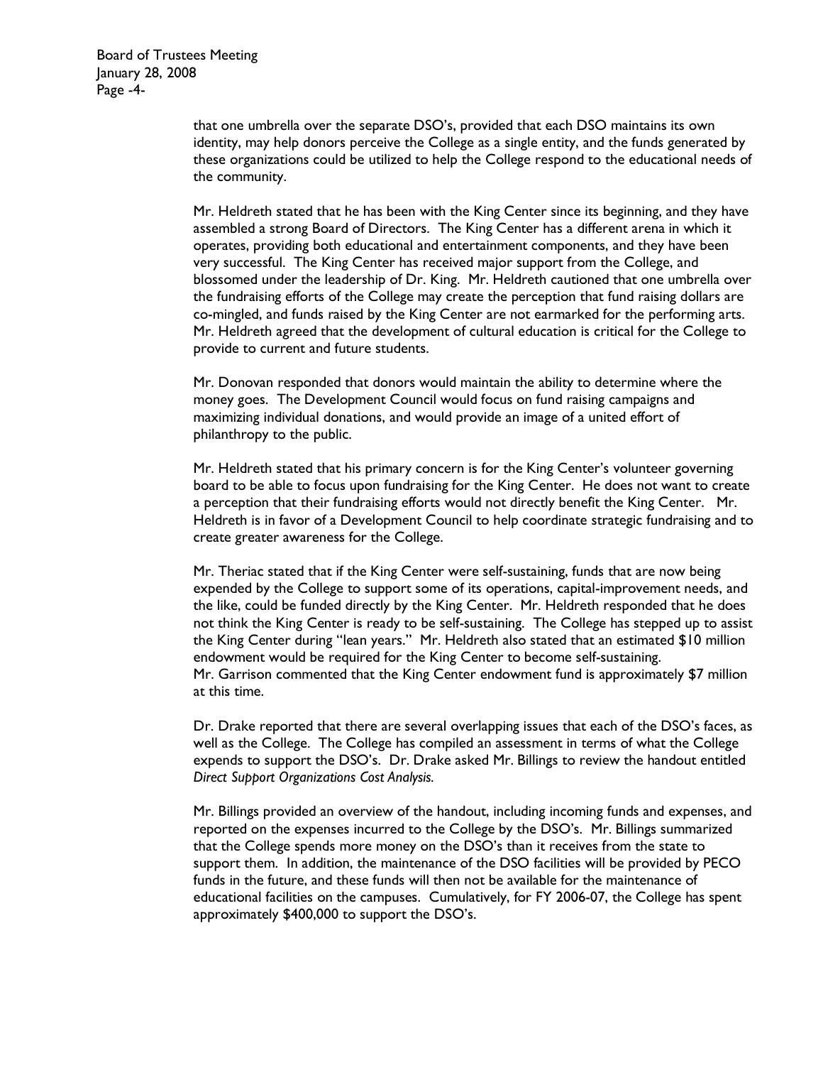that one umbrella over the separate DSO's, provided that each DSO maintains its own identity, may help donors perceive the College as a single entity, and the funds generated by these organizations could be utilized to help the College respond to the educational needs of the community.

Mr. Heldreth stated that he has been with the King Center since its beginning, and they have assembled a strong Board of Directors. The King Center has a different arena in which it operates, providing both educational and entertainment components, and they have been very successful. The King Center has received major support from the College, and blossomed under the leadership of Dr. King. Mr. Heldreth cautioned that one umbrella over the fundraising efforts of the College may create the perception that fund raising dollars are co-mingled, and funds raised by the King Center are not earmarked for the performing arts. Mr. Heldreth agreed that the development of cultural education is critical for the College to provide to current and future students.

Mr. Donovan responded that donors would maintain the ability to determine where the money goes. The Development Council would focus on fund raising campaigns and maximizing individual donations, and would provide an image of a united effort of philanthropy to the public.

Mr. Heldreth stated that his primary concern is for the King Center's volunteer governing board to be able to focus upon fundraising for the King Center. He does not want to create a perception that their fundraising efforts would not directly benefit the King Center. Mr. Heldreth is in favor of a Development Council to help coordinate strategic fundraising and to create greater awareness for the College.

Mr. Theriac stated that if the King Center were self-sustaining, funds that are now being expended by the College to support some of its operations, capital-improvement needs, and the like, could be funded directly by the King Center. Mr. Heldreth responded that he does not think the King Center is ready to be self-sustaining. The College has stepped up to assist the King Center during "lean years." Mr. Heldreth also stated that an estimated $10 million endowment would be required for the King Center to become self-sustaining. Mr. Garrison commented that the King Center endowment fund is approximately $7 million at this time.

Dr. Drake reported that there are several overlapping issues that each of the DSO's faces, as well as the College. The College has compiled an assessment in terms of what the College expends to support the DSO's. Dr. Drake asked Mr. Billings to review the handout entitled *Direct Support Organizations Cost Analysis.*

Mr. Billings provided an overview of the handout, including incoming funds and expenses, and reported on the expenses incurred to the College by the DSO's. Mr. Billings summarized that the College spends more money on the DSO's than it receives from the state to support them. In addition, the maintenance of the DSO facilities will be provided by PECO funds in the future, and these funds will then not be available for the maintenance of educational facilities on the campuses. Cumulatively, for FY 2006-07, the College has spent approximately $400,000 to support the DSO's.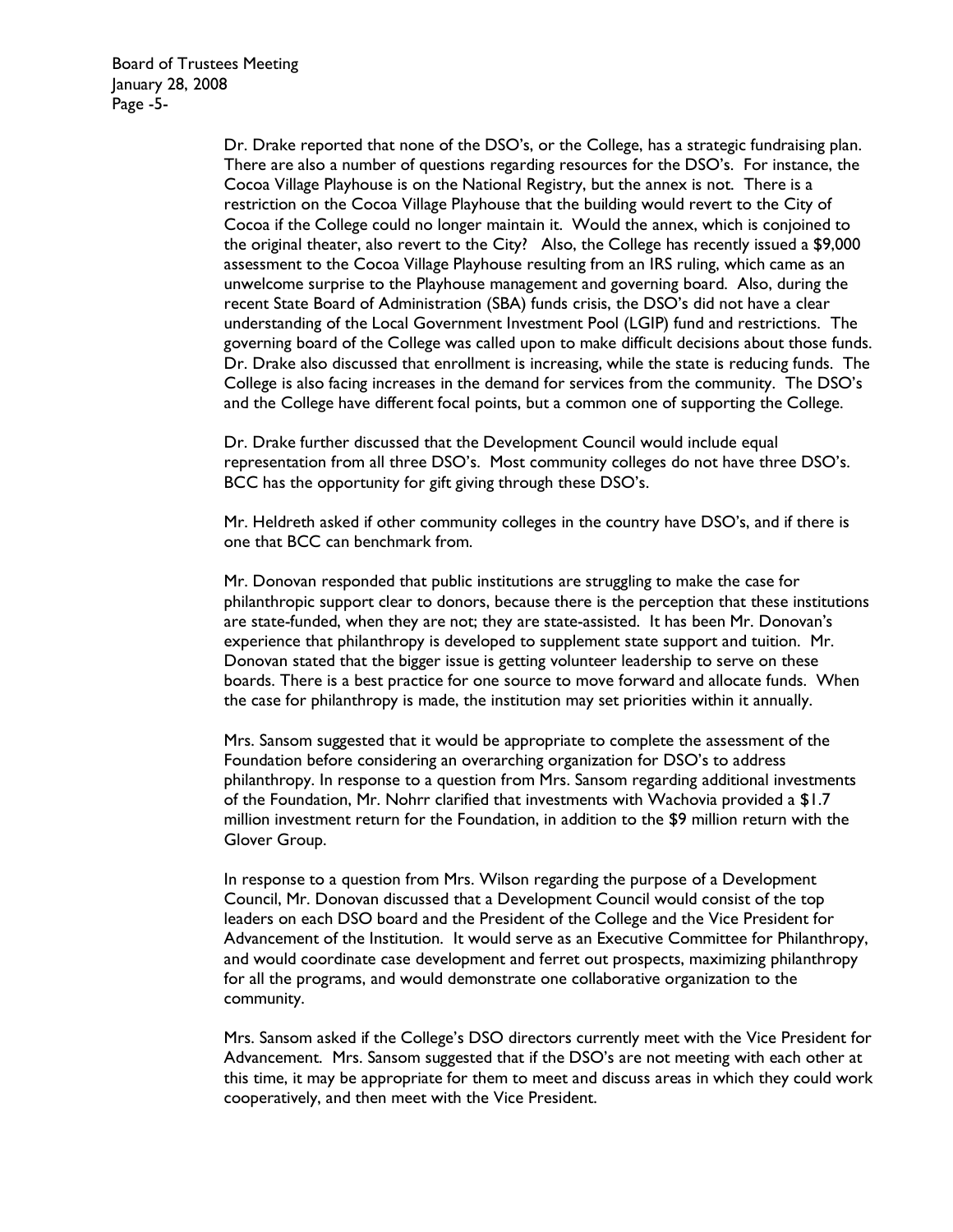Dr. Drake reported that none of the DSO's, or the College, has a strategic fundraising plan. There are also a number of questions regarding resources for the DSO's. For instance, the Cocoa Village Playhouse is on the National Registry, but the annex is not. There is a restriction on the Cocoa Village Playhouse that the building would revert to the City of Cocoa if the College could no longer maintain it. Would the annex, which is conjoined to the original theater, also revert to the City? Also, the College has recently issued a $9,000 assessment to the Cocoa Village Playhouse resulting from an IRS ruling, which came as an unwelcome surprise to the Playhouse management and governing board. Also, during the recent State Board of Administration (SBA) funds crisis, the DSO's did not have a clear understanding of the Local Government Investment Pool (LGIP) fund and restrictions. The governing board of the College was called upon to make difficult decisions about those funds. Dr. Drake also discussed that enrollment is increasing, while the state is reducing funds. The College is also facing increases in the demand for services from the community. The DSO's and the College have different focal points, but a common one of supporting the College.

Dr. Drake further discussed that the Development Council would include equal representation from all three DSO's. Most community colleges do not have three DSO's. BCC has the opportunity for gift giving through these DSO's.

Mr. Heldreth asked if other community colleges in the country have DSO's, and if there is one that BCC can benchmark from.

Mr. Donovan responded that public institutions are struggling to make the case for philanthropic support clear to donors, because there is the perception that these institutions are state-funded, when they are not; they are state-assisted. It has been Mr. Donovan's experience that philanthropy is developed to supplement state support and tuition. Mr. Donovan stated that the bigger issue is getting volunteer leadership to serve on these boards. There is a best practice for one source to move forward and allocate funds. When the case for philanthropy is made, the institution may set priorities within it annually.

Mrs. Sansom suggested that it would be appropriate to complete the assessment of the Foundation before considering an overarching organization for DSO's to address philanthropy. In response to a question from Mrs. Sansom regarding additional investments of the Foundation, Mr. Nohrr clarified that investments with Wachovia provided a $1.7 million investment return for the Foundation, in addition to the $9 million return with the Glover Group.

In response to a question from Mrs. Wilson regarding the purpose of a Development Council, Mr. Donovan discussed that a Development Council would consist of the top leaders on each DSO board and the President of the College and the Vice President for Advancement of the Institution. It would serve as an Executive Committee for Philanthropy, and would coordinate case development and ferret out prospects, maximizing philanthropy for all the programs, and would demonstrate one collaborative organization to the community.

Mrs. Sansom asked if the College's DSO directors currently meet with the Vice President for Advancement. Mrs. Sansom suggested that if the DSO's are not meeting with each other at this time, it may be appropriate for them to meet and discuss areas in which they could work cooperatively, and then meet with the Vice President.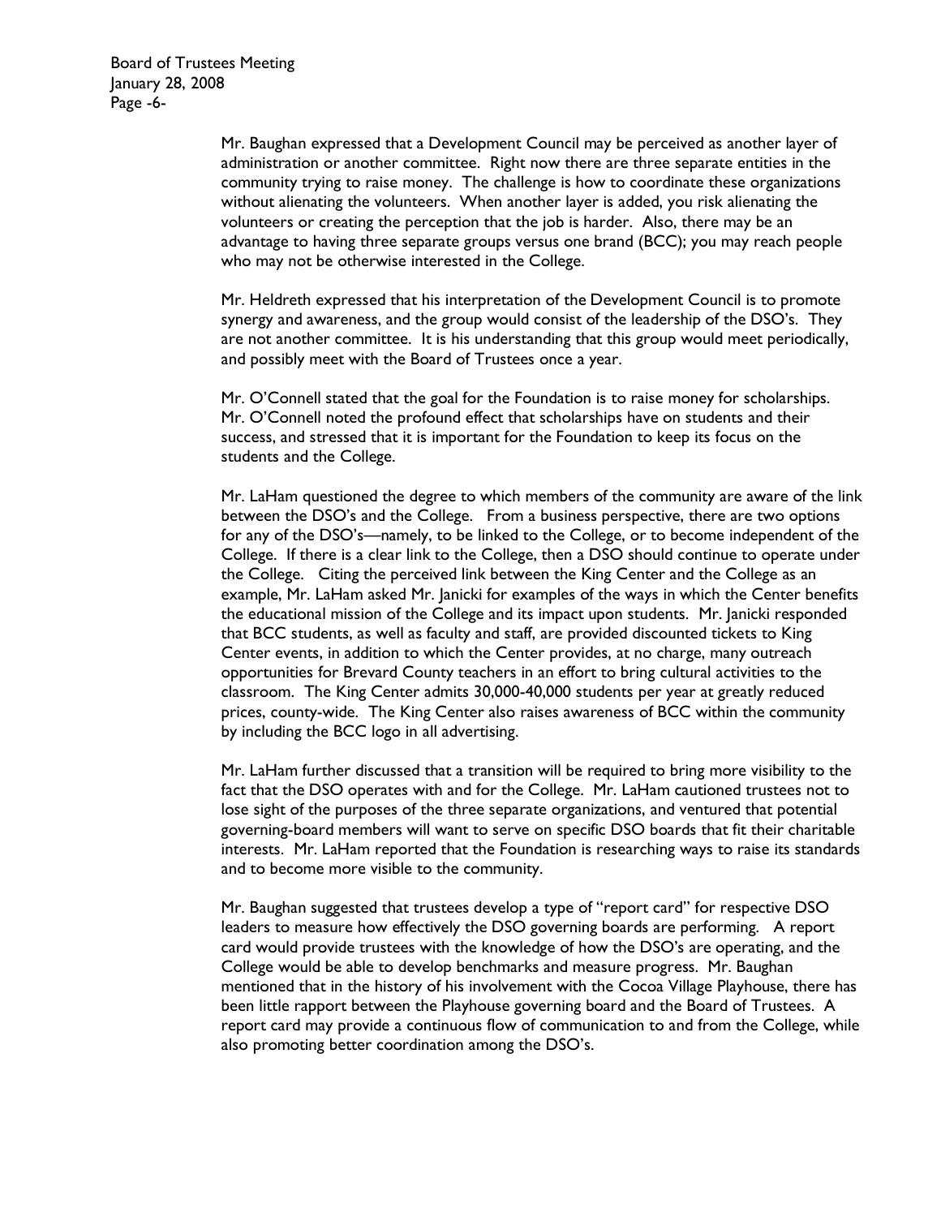Mr. Baughan expressed that a Development Council may be perceived as another layer of administration or another committee. Right now there are three separate entities in the community trying to raise money. The challenge is how to coordinate these organizations without alienating the volunteers. When another layer is added, you risk alienating the volunteers or creating the perception that the job is harder. Also, there may be an advantage to having three separate groups versus one brand (BCC); you may reach people who may not be otherwise interested in the College.

Mr. Heldreth expressed that his interpretation of the Development Council is to promote synergy and awareness, and the group would consist of the leadership of the DSO's. They are not another committee. It is his understanding that this group would meet periodically, and possibly meet with the Board of Trustees once a year.

Mr. O'Connell stated that the goal for the Foundation is to raise money for scholarships. Mr. O'Connell noted the profound effect that scholarships have on students and their success, and stressed that it is important for the Foundation to keep its focus on the students and the College.

Mr. LaHam questioned the degree to which members of the community are aware of the link between the DSO's and the College. From a business perspective, there are two options for any of the DSO's—namely, to be linked to the College, or to become independent of the College. If there is a clear link to the College, then a DSO should continue to operate under the College. Citing the perceived link between the King Center and the College as an example, Mr. LaHam asked Mr. Janicki for examples of the ways in which the Center benefits the educational mission of the College and its impact upon students. Mr. Janicki responded that BCC students, as well as faculty and staff, are provided discounted tickets to King Center events, in addition to which the Center provides, at no charge, many outreach opportunities for Brevard County teachers in an effort to bring cultural activities to the classroom. The King Center admits 30,000-40,000 students per year at greatly reduced prices, county-wide. The King Center also raises awareness of BCC within the community by including the BCC logo in all advertising.

Mr. LaHam further discussed that a transition will be required to bring more visibility to the fact that the DSO operates with and for the College. Mr. LaHam cautioned trustees not to lose sight of the purposes of the three separate organizations, and ventured that potential governing-board members will want to serve on specific DSO boards that fit their charitable interests. Mr. LaHam reported that the Foundation is researching ways to raise its standards and to become more visible to the community.

Mr. Baughan suggested that trustees develop a type of "report card" for respective DSO leaders to measure how effectively the DSO governing boards are performing. A report card would provide trustees with the knowledge of how the DSO's are operating, and the College would be able to develop benchmarks and measure progress. Mr. Baughan mentioned that in the history of his involvement with the Cocoa Village Playhouse, there has been little rapport between the Playhouse governing board and the Board of Trustees. A report card may provide a continuous flow of communication to and from the College, while also promoting better coordination among the DSO's.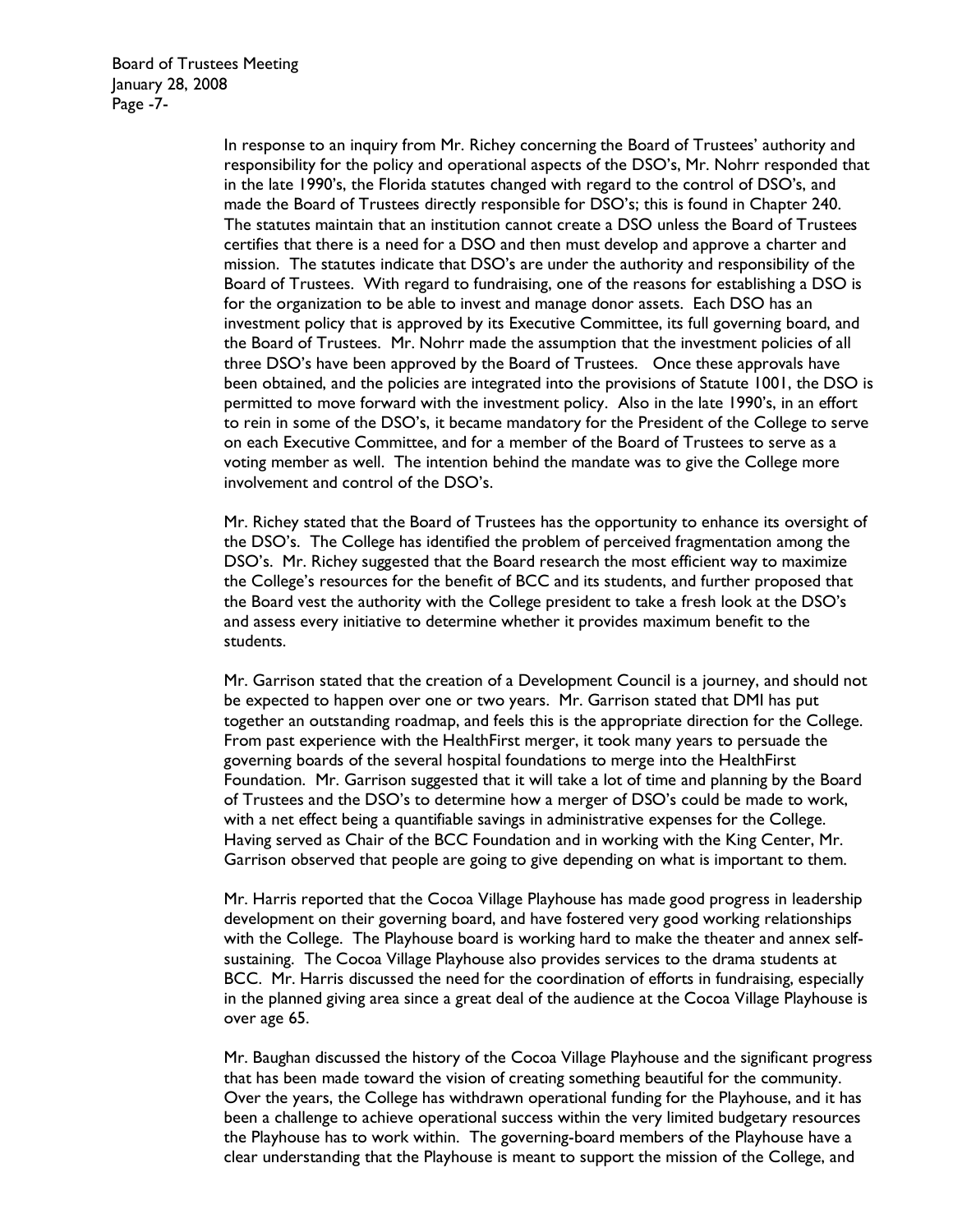In response to an inquiry from Mr. Richey concerning the Board of Trustees' authority and responsibility for the policy and operational aspects of the DSO's, Mr. Nohrr responded that in the late 1990's, the Florida statutes changed with regard to the control of DSO's, and made the Board of Trustees directly responsible for DSO's; this is found in Chapter 240. The statutes maintain that an institution cannot create a DSO unless the Board of Trustees certifies that there is a need for a DSO and then must develop and approve a charter and mission. The statutes indicate that DSO's are under the authority and responsibility of the Board of Trustees. With regard to fundraising, one of the reasons for establishing a DSO is for the organization to be able to invest and manage donor assets. Each DSO has an investment policy that is approved by its Executive Committee, its full governing board, and the Board of Trustees. Mr. Nohrr made the assumption that the investment policies of all three DSO's have been approved by the Board of Trustees. Once these approvals have been obtained, and the policies are integrated into the provisions of Statute 1001, the DSO is permitted to move forward with the investment policy. Also in the late 1990's, in an effort to rein in some of the DSO's, it became mandatory for the President of the College to serve on each Executive Committee, and for a member of the Board of Trustees to serve as a voting member as well. The intention behind the mandate was to give the College more involvement and control of the DSO's.

Mr. Richey stated that the Board of Trustees has the opportunity to enhance its oversight of the DSO's. The College has identified the problem of perceived fragmentation among the DSO's. Mr. Richey suggested that the Board research the most efficient way to maximize the College's resources for the benefit of BCC and its students, and further proposed that the Board vest the authority with the College president to take a fresh look at the DSO's and assess every initiative to determine whether it provides maximum benefit to the students.

Mr. Garrison stated that the creation of a Development Council is a journey, and should not be expected to happen over one or two years. Mr. Garrison stated that DMI has put together an outstanding roadmap, and feels this is the appropriate direction for the College. From past experience with the HealthFirst merger, it took many years to persuade the governing boards of the several hospital foundations to merge into the HealthFirst Foundation. Mr. Garrison suggested that it will take a lot of time and planning by the Board of Trustees and the DSO's to determine how a merger of DSO's could be made to work, with a net effect being a quantifiable savings in administrative expenses for the College. Having served as Chair of the BCC Foundation and in working with the King Center, Mr. Garrison observed that people are going to give depending on what is important to them.

Mr. Harris reported that the Cocoa Village Playhouse has made good progress in leadership development on their governing board, and have fostered very good working relationships with the College. The Playhouse board is working hard to make the theater and annex self-sustaining. The Cocoa Village Playhouse also provides services to the drama students at BCC. Mr. Harris discussed the need for the coordination of efforts in fundraising, especially in the planned giving area since a great deal of the audience at the Cocoa Village Playhouse is over age 65.

Mr. Baughan discussed the history of the Cocoa Village Playhouse and the significant progress that has been made toward the vision of creating something beautiful for the community. Over the years, the College has withdrawn operational funding for the Playhouse, and it has been a challenge to achieve operational success within the very limited budgetary resources the Playhouse has to work within. The governing-board members of the Playhouse have a clear understanding that the Playhouse is meant to support the mission of the College, and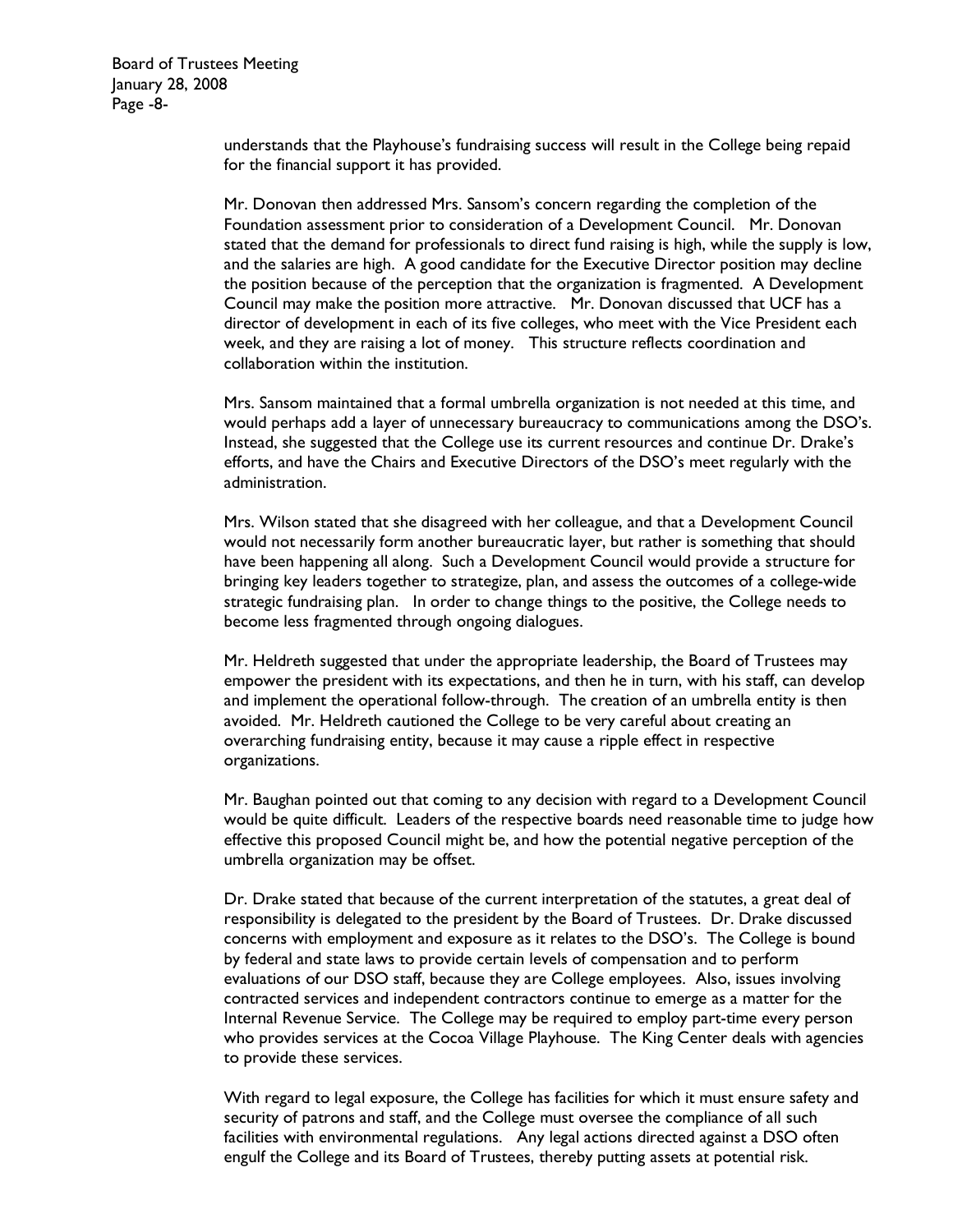understands that the Playhouse's fundraising success will result in the College being repaid for the financial support it has provided.

Mr. Donovan then addressed Mrs. Sansom's concern regarding the completion of the Foundation assessment prior to consideration of a Development Council. Mr. Donovan stated that the demand for professionals to direct fund raising is high, while the supply is low, and the salaries are high. A good candidate for the Executive Director position may decline the position because of the perception that the organization is fragmented. A Development Council may make the position more attractive. Mr. Donovan discussed that UCF has a director of development in each of its five colleges, who meet with the Vice President each week, and they are raising a lot of money. This structure reflects coordination and collaboration within the institution.

Mrs. Sansom maintained that a formal umbrella organization is not needed at this time, and would perhaps add a layer of unnecessary bureaucracy to communications among the DSO's. Instead, she suggested that the College use its current resources and continue Dr. Drake's efforts, and have the Chairs and Executive Directors of the DSO's meet regularly with the administration.

Mrs. Wilson stated that she disagreed with her colleague, and that a Development Council would not necessarily form another bureaucratic layer, but rather is something that should have been happening all along. Such a Development Council would provide a structure for bringing key leaders together to strategize, plan, and assess the outcomes of a college-wide strategic fundraising plan. In order to change things to the positive, the College needs to become less fragmented through ongoing dialogues.

Mr. Heldreth suggested that under the appropriate leadership, the Board of Trustees may empower the president with its expectations, and then he in turn, with his staff, can develop and implement the operational follow-through. The creation of an umbrella entity is then avoided. Mr. Heldreth cautioned the College to be very careful about creating an overarching fundraising entity, because it may cause a ripple effect in respective organizations.

Mr. Baughan pointed out that coming to any decision with regard to a Development Council would be quite difficult. Leaders of the respective boards need reasonable time to judge how effective this proposed Council might be, and how the potential negative perception of the umbrella organization may be offset.

Dr. Drake stated that because of the current interpretation of the statutes, a great deal of responsibility is delegated to the president by the Board of Trustees. Dr. Drake discussed concerns with employment and exposure as it relates to the DSO's. The College is bound by federal and state laws to provide certain levels of compensation and to perform evaluations of our DSO staff, because they are College employees. Also, issues involving contracted services and independent contractors continue to emerge as a matter for the Internal Revenue Service. The College may be required to employ part-time every person who provides services at the Cocoa Village Playhouse. The King Center deals with agencies to provide these services.

With regard to legal exposure, the College has facilities for which it must ensure safety and security of patrons and staff, and the College must oversee the compliance of all such facilities with environmental regulations. Any legal actions directed against a DSO often engulf the College and its Board of Trustees, thereby putting assets at potential risk.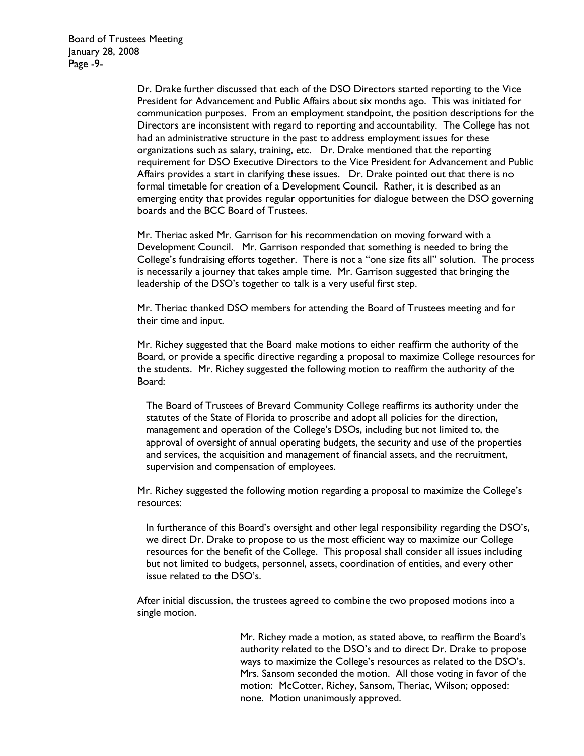Dr. Drake further discussed that each of the DSO Directors started reporting to the Vice President for Advancement and Public Affairs about six months ago. This was initiated for communication purposes. From an employment standpoint, the position descriptions for the Directors are inconsistent with regard to reporting and accountability. The College has not had an administrative structure in the past to address employment issues for these organizations such as salary, training, etc. Dr. Drake mentioned that the reporting requirement for DSO Executive Directors to the Vice President for Advancement and Public Affairs provides a start in clarifying these issues. Dr. Drake pointed out that there is no formal timetable for creation of a Development Council. Rather, it is described as an emerging entity that provides regular opportunities for dialogue between the DSO governing boards and the BCC Board of Trustees.

Mr. Theriac asked Mr. Garrison for his recommendation on moving forward with a Development Council. Mr. Garrison responded that something is needed to bring the College's fundraising efforts together. There is not a "one size fits all" solution. The process is necessarily a journey that takes ample time. Mr. Garrison suggested that bringing the leadership of the DSO's together to talk is a very useful first step.

Mr. Theriac thanked DSO members for attending the Board of Trustees meeting and for their time and input.

Mr. Richey suggested that the Board make motions to either reaffirm the authority of the Board, or provide a specific directive regarding a proposal to maximize College resources for the students. Mr. Richey suggested the following motion to reaffirm the authority of the Board:

> The Board of Trustees of Brevard Community College reaffirms its authority under the statutes of the State of Florida to proscribe and adopt all policies for the direction, management and operation of the College's DSOs, including but not limited to, the approval of oversight of annual operating budgets, the security and use of the properties and services, the acquisition and management of financial assets, and the recruitment, supervision and compensation of employees.

Mr. Richey suggested the following motion regarding a proposal to maximize the College's resources:

> In furtherance of this Board's oversight and other legal responsibility regarding the DSO's, we direct Dr. Drake to propose to us the most efficient way to maximize our College resources for the benefit of the College. This proposal shall consider all issues including but not limited to budgets, personnel, assets, coordination of entities, and every other issue related to the DSO's.

After initial discussion, the trustees agreed to combine the two proposed motions into a single motion.

Mr. Richey made a motion, as stated above, to reaffirm the Board's authority related to the DSO's and to direct Dr. Drake to propose ways to maximize the College's resources as related to the DSO's. Mrs. Sansom seconded the motion. All those voting in favor of the motion: McCotter, Richey, Sansom, Theriac, Wilson; opposed: none. Motion unanimously approved.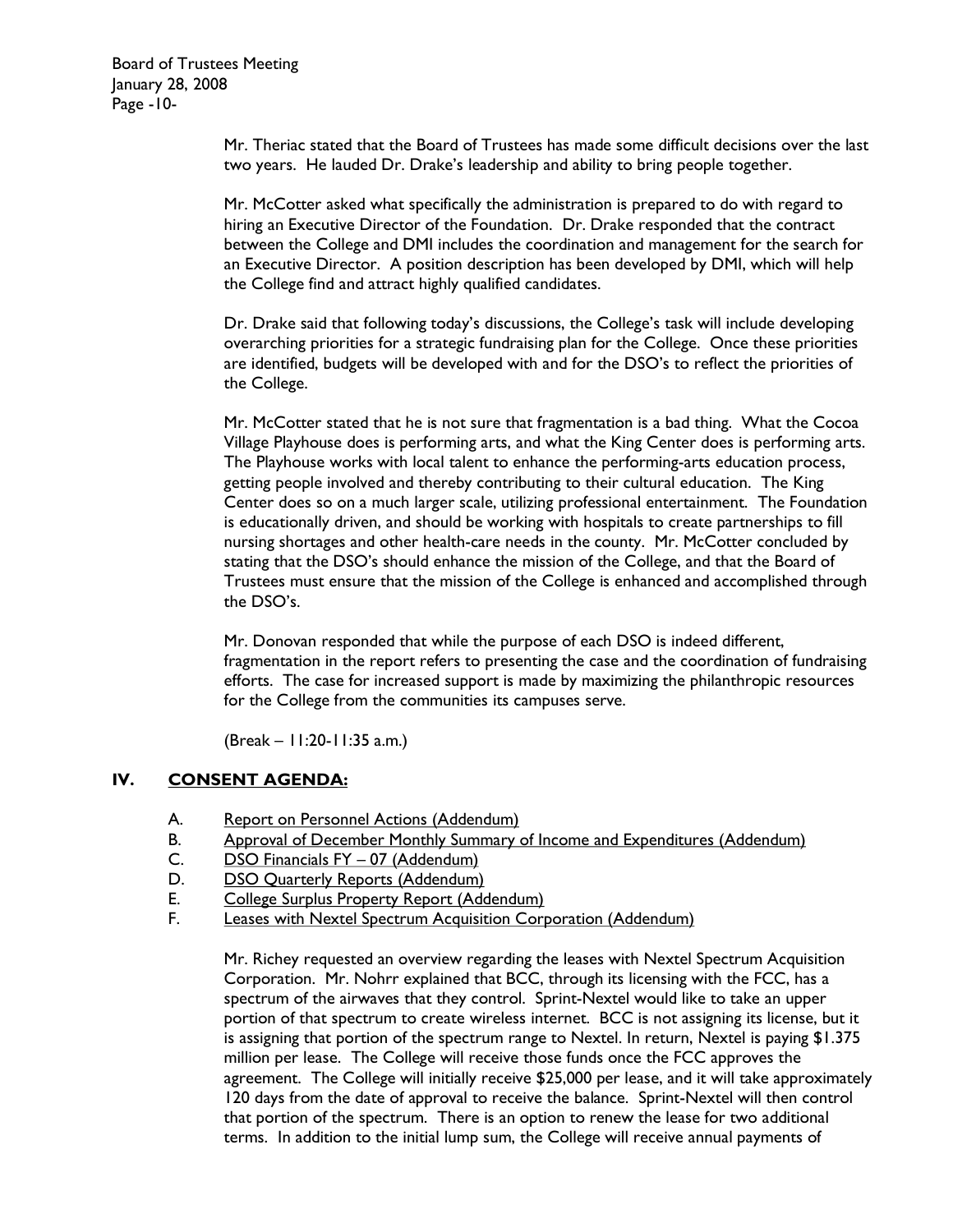Mr. Theriac stated that the Board of Trustees has made some difficult decisions over the last two years. He lauded Dr. Drake's leadership and ability to bring people together.

Mr. McCotter asked what specifically the administration is prepared to do with regard to hiring an Executive Director of the Foundation. Dr. Drake responded that the contract between the College and DMI includes the coordination and management for the search for an Executive Director. A position description has been developed by DMI, which will help the College find and attract highly qualified candidates.

Dr. Drake said that following today's discussions, the College's task will include developing overarching priorities for a strategic fundraising plan for the College. Once these priorities are identified, budgets will be developed with and for the DSO's to reflect the priorities of the College.

Mr. McCotter stated that he is not sure that fragmentation is a bad thing. What the Cocoa Village Playhouse does is performing arts, and what the King Center does is performing arts. The Playhouse works with local talent to enhance the performing-arts education process, getting people involved and thereby contributing to their cultural education. The King Center does so on a much larger scale, utilizing professional entertainment. The Foundation is educationally driven, and should be working with hospitals to create partnerships to fill nursing shortages and other health-care needs in the county. Mr. McCotter concluded by stating that the DSO's should enhance the mission of the College, and that the Board of Trustees must ensure that the mission of the College is enhanced and accomplished through the DSO's.

Mr. Donovan responded that while the purpose of each DSO is indeed different, fragmentation in the report refers to presenting the case and the coordination of fundraising efforts. The case for increased support is made by maximizing the philanthropic resources for the College from the communities its campuses serve.

(Break – 11:20-11:35 a.m.)

## IV. CONSENT AGENDA:

A. Report on Personnel Actions (Addendum)
B. Approval of December Monthly Summary of Income and Expenditures (Addendum)
C. DSO Financials FY – 07 (Addendum)
D. DSO Quarterly Reports (Addendum)
E. College Surplus Property Report (Addendum)
F. Leases with Nextel Spectrum Acquisition Corporation (Addendum)

Mr. Richey requested an overview regarding the leases with Nextel Spectrum Acquisition Corporation. Mr. Nohrr explained that BCC, through its licensing with the FCC, has a spectrum of the airwaves that they control. Sprint-Nextel would like to take an upper portion of that spectrum to create wireless internet. BCC is not assigning its license, but it is assigning that portion of the spectrum range to Nextel. In return, Nextel is paying $1.375 million per lease. The College will receive those funds once the FCC approves the agreement. The College will initially receive $25,000 per lease, and it will take approximately 120 days from the date of approval to receive the balance. Sprint-Nextel will then control that portion of the spectrum. There is an option to renew the lease for two additional terms. In addition to the initial lump sum, the College will receive annual payments of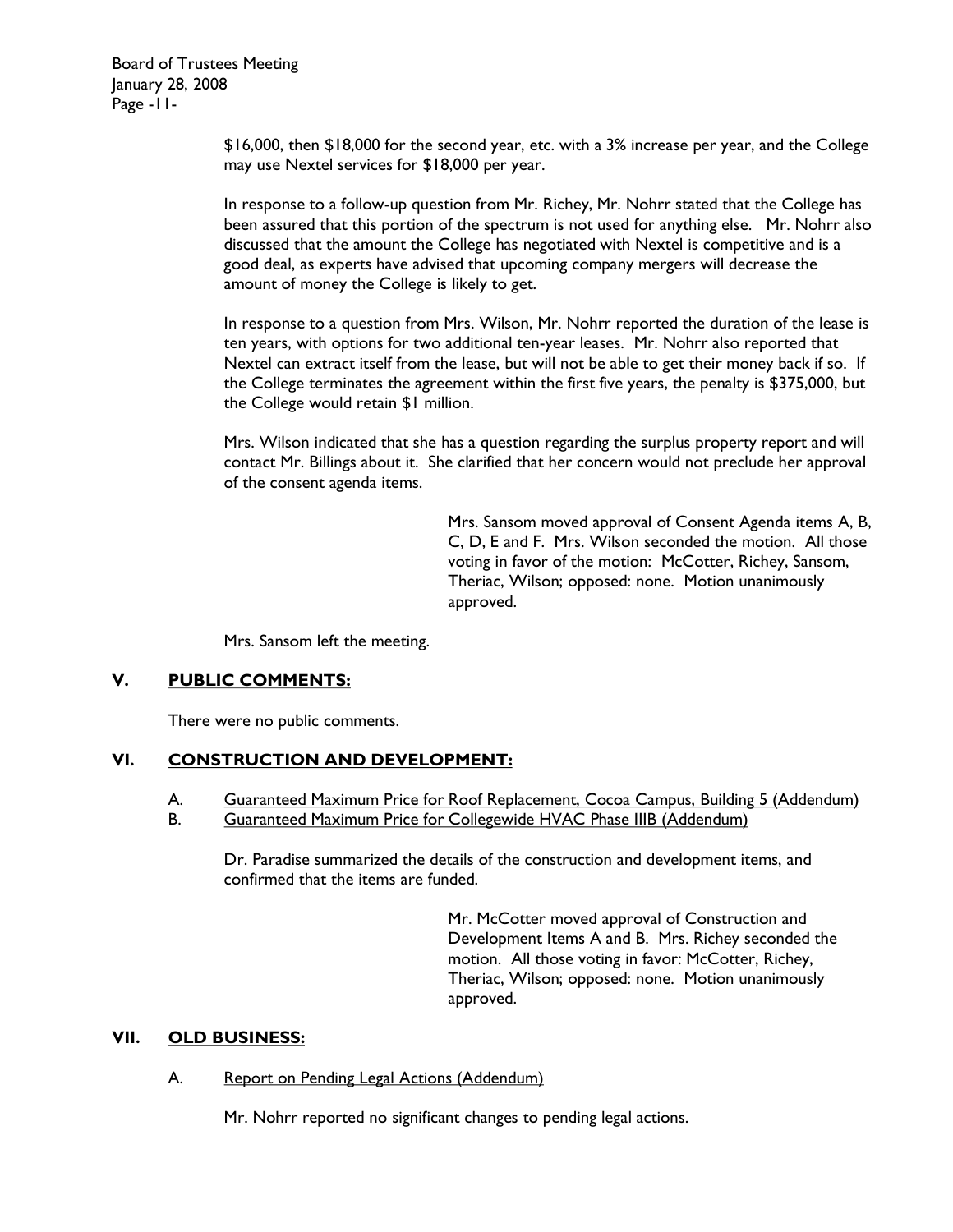$16,000, then $18,000 for the second year, etc. with a 3% increase per year, and the College may use Nextel services for $18,000 per year.

In response to a follow-up question from Mr. Richey, Mr. Nohrr stated that the College has been assured that this portion of the spectrum is not used for anything else. Mr. Nohrr also discussed that the amount the College has negotiated with Nextel is competitive and is a good deal, as experts have advised that upcoming company mergers will decrease the amount of money the College is likely to get.

In response to a question from Mrs. Wilson, Mr. Nohrr reported the duration of the lease is ten years, with options for two additional ten-year leases. Mr. Nohrr also reported that Nextel can extract itself from the lease, but will not be able to get their money back if so. If the College terminates the agreement within the first five years, the penalty is $375,000, but the College would retain $1 million.

Mrs. Wilson indicated that she has a question regarding the surplus property report and will contact Mr. Billings about it. She clarified that her concern would not preclude her approval of the consent agenda items.

> Mrs. Sansom moved approval of Consent Agenda items A, B, C, D, E and F. Mrs. Wilson seconded the motion. All those voting in favor of the motion: McCotter, Richey, Sansom, Theriac, Wilson; opposed: none. Motion unanimously approved.

Mrs. Sansom left the meeting.

## V. PUBLIC COMMENTS:

There were no public comments.

## VI. CONSTRUCTION AND DEVELOPMENT:

A. Guaranteed Maximum Price for Roof Replacement, Cocoa Campus, Building 5 (Addendum)

B. Guaranteed Maximum Price for Collegewide HVAC Phase IIIB (Addendum)

Dr. Paradise summarized the details of the construction and development items, and confirmed that the items are funded.

> Mr. McCotter moved approval of Construction and Development Items A and B. Mrs. Richey seconded the motion. All those voting in favor: McCotter, Richey, Theriac, Wilson; opposed: none. Motion unanimously approved.

## VII. OLD BUSINESS:

A. Report on Pending Legal Actions (Addendum)

Mr. Nohrr reported no significant changes to pending legal actions.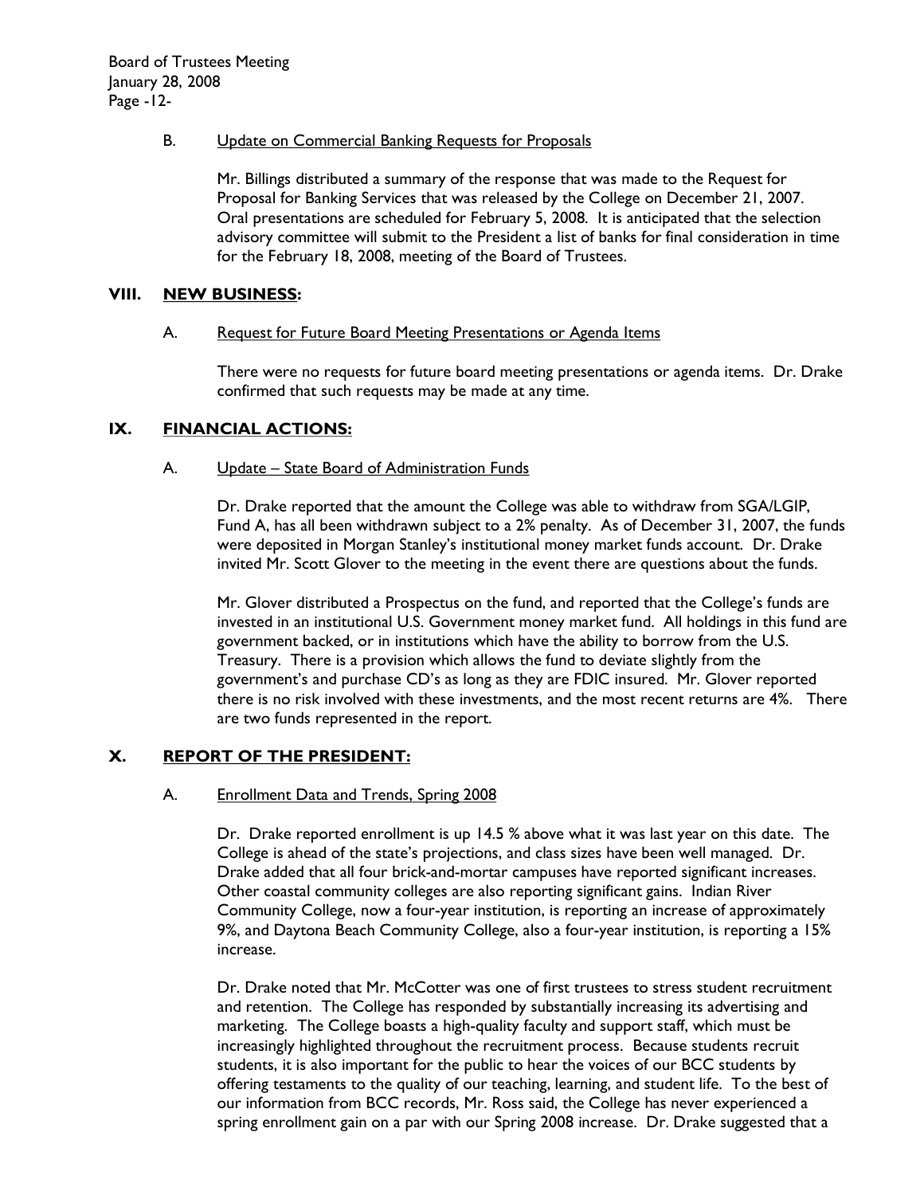### B. Update on Commercial Banking Requests for Proposals

Mr. Billings distributed a summary of the response that was made to the Request for Proposal for Banking Services that was released by the College on December 21, 2007. Oral presentations are scheduled for February 5, 2008. It is anticipated that the selection advisory committee will submit to the President a list of banks for final consideration in time for the February 18, 2008, meeting of the Board of Trustees.

## VIII. NEW BUSINESS:

### A. Request for Future Board Meeting Presentations or Agenda Items

There were no requests for future board meeting presentations or agenda items. Dr. Drake confirmed that such requests may be made at any time.

## IX. FINANCIAL ACTIONS:

### A. Update – State Board of Administration Funds

Dr. Drake reported that the amount the College was able to withdraw from SGA/LGIP, Fund A, has all been withdrawn subject to a 2% penalty. As of December 31, 2007, the funds were deposited in Morgan Stanley's institutional money market funds account. Dr. Drake invited Mr. Scott Glover to the meeting in the event there are questions about the funds.

Mr. Glover distributed a Prospectus on the fund, and reported that the College's funds are invested in an institutional U.S. Government money market fund. All holdings in this fund are government backed, or in institutions which have the ability to borrow from the U.S. Treasury. There is a provision which allows the fund to deviate slightly from the government's and purchase CD's as long as they are FDIC insured. Mr. Glover reported there is no risk involved with these investments, and the most recent returns are 4%. There are two funds represented in the report.

## X. REPORT OF THE PRESIDENT:

### A. Enrollment Data and Trends, Spring 2008

Dr. Drake reported enrollment is up 14.5 % above what it was last year on this date. The College is ahead of the state's projections, and class sizes have been well managed. Dr. Drake added that all four brick-and-mortar campuses have reported significant increases. Other coastal community colleges are also reporting significant gains. Indian River Community College, now a four-year institution, is reporting an increase of approximately 9%, and Daytona Beach Community College, also a four-year institution, is reporting a 15% increase.

Dr. Drake noted that Mr. McCotter was one of first trustees to stress student recruitment and retention. The College has responded by substantially increasing its advertising and marketing. The College boasts a high-quality faculty and support staff, which must be increasingly highlighted throughout the recruitment process. Because students recruit students, it is also important for the public to hear the voices of our BCC students by offering testaments to the quality of our teaching, learning, and student life. To the best of our information from BCC records, Mr. Ross said, the College has never experienced a spring enrollment gain on a par with our Spring 2008 increase. Dr. Drake suggested that a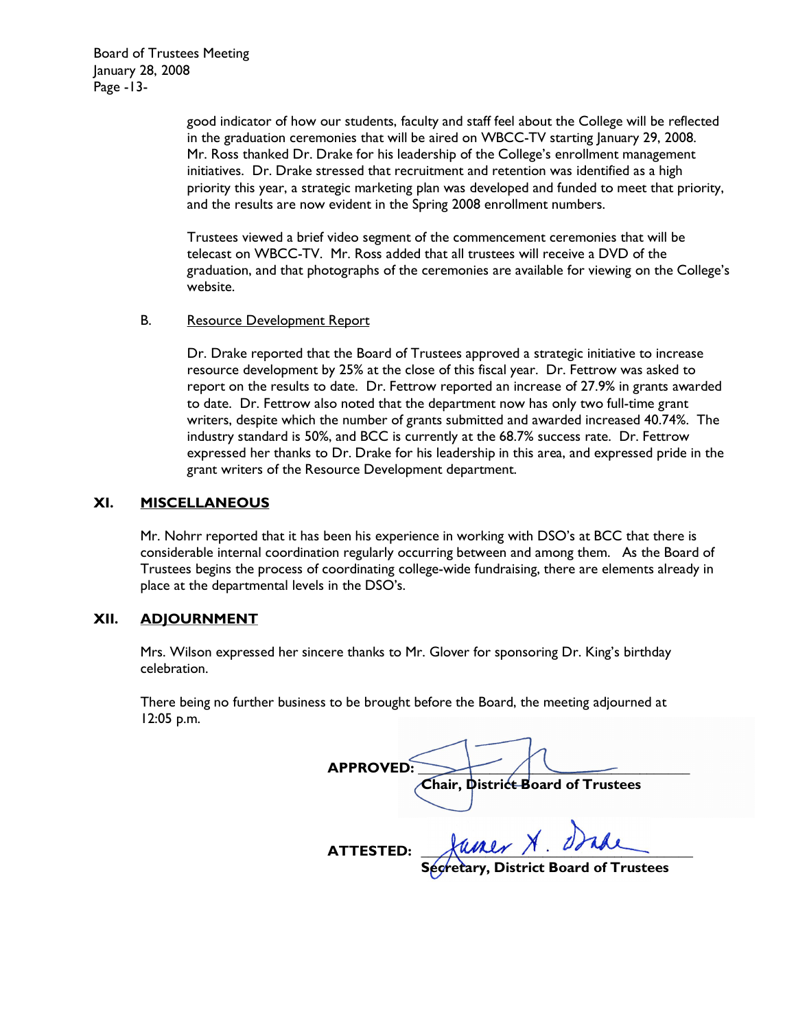good indicator of how our students, faculty and staff feel about the College will be reflected in the graduation ceremonies that will be aired on WBCC-TV starting January 29, 2008. Mr. Ross thanked Dr. Drake for his leadership of the College's enrollment management initiatives. Dr. Drake stressed that recruitment and retention was identified as a high priority this year, a strategic marketing plan was developed and funded to meet that priority, and the results are now evident in the Spring 2008 enrollment numbers.

Trustees viewed a brief video segment of the commencement ceremonies that will be telecast on WBCC-TV. Mr. Ross added that all trustees will receive a DVD of the graduation, and that photographs of the ceremonies are available for viewing on the College's website.

B. Resource Development Report

Dr. Drake reported that the Board of Trustees approved a strategic initiative to increase resource development by 25% at the close of this fiscal year. Dr. Fettrow was asked to report on the results to date. Dr. Fettrow reported an increase of 27.9% in grants awarded to date. Dr. Fettrow also noted that the department now has only two full-time grant writers, despite which the number of grants submitted and awarded increased 40.74%. The industry standard is 50%, and BCC is currently at the 68.7% success rate. Dr. Fettrow expressed her thanks to Dr. Drake for his leadership in this area, and expressed pride in the grant writers of the Resource Development department.

## XI. MISCELLANEOUS

Mr. Nohrr reported that it has been his experience in working with DSO's at BCC that there is considerable internal coordination regularly occurring between and among them. As the Board of Trustees begins the process of coordinating college-wide fundraising, there are elements already in place at the departmental levels in the DSO's.

## XII. ADJOURNMENT

Mrs. Wilson expressed her sincere thanks to Mr. Glover for sponsoring Dr. King's birthday celebration.

There being no further business to be brought before the Board, the meeting adjourned at 12:05 p.m.

**APPROVED:** ______________________________
**Chair, District Board of Trustees**

**ATTESTED:** James A. Drake
**Secretary, District Board of Trustees**